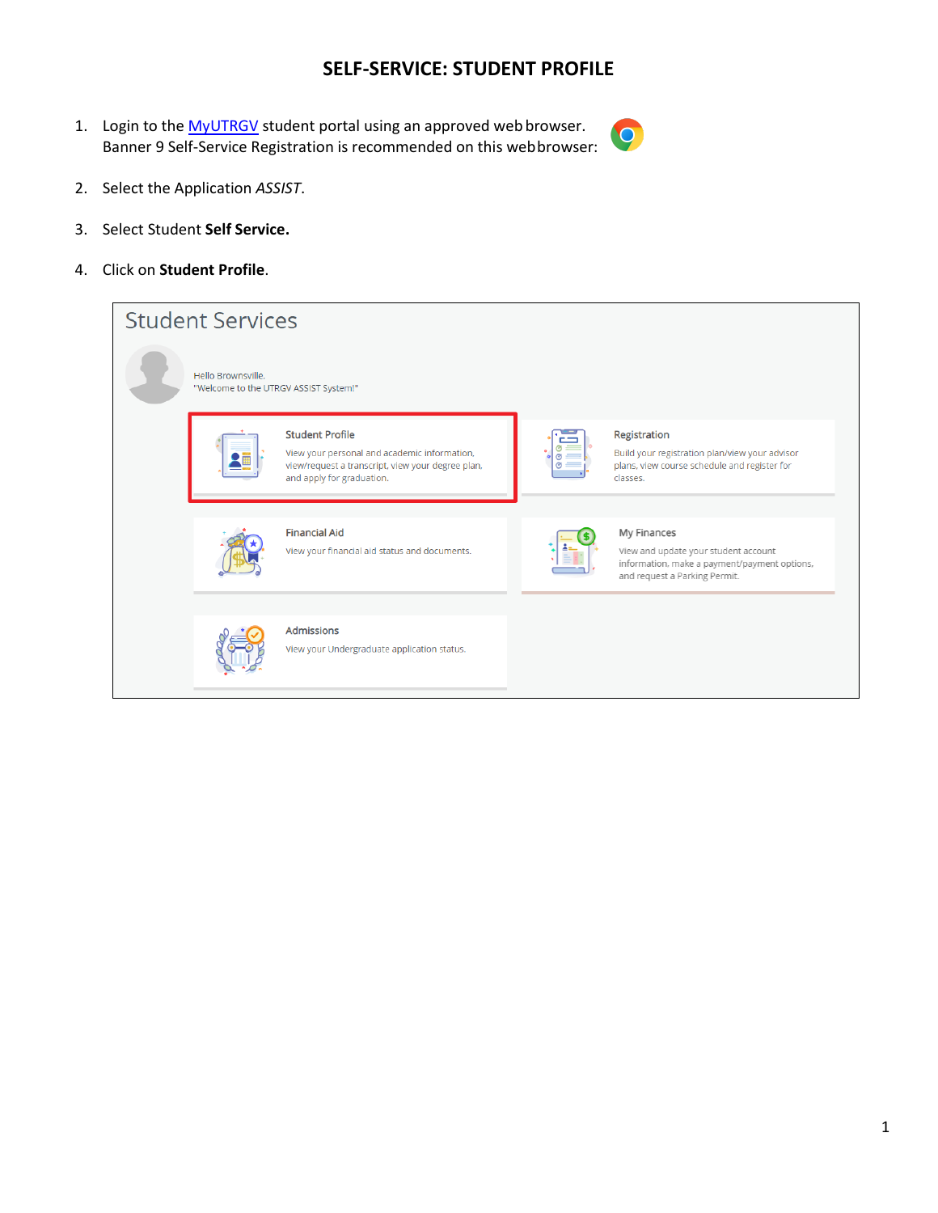# SELF-SERVICE: STUDENT PROFILE

1. Login to the MyUTRGV student portal using an approved web browser. Banner 9 Self-Service Registration is recommended on this web browser:
2. Select the Application *ASSIST*.
3. Select Student **Self Service.**
4. Click on **Student Profile**.

Student Services

Hello Brownsville,
"Welcome to the UTRGV ASSIST System!"

Student Profile
View your personal and academic information, view/request a transcript, view your degree plan, and apply for graduation.

Registration
Build your registration plan/view your advisor plans, view course schedule and register for classes.

Financial Aid
View your financial aid status and documents.

My Finances
View and update your student account information, make a payment/payment options, and request a Parking Permit.

Admissions
View your Undergraduate application status.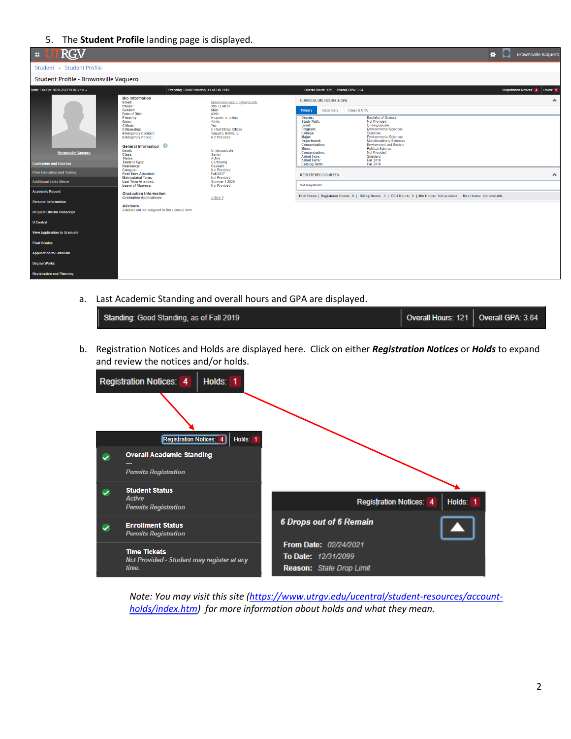5. The **Student Profile** landing page is displayed.

   a. Last Academic Standing and overall hours and GPA are displayed.

   b. Registration Notices and Holds are displayed here. Click on either ***Registration Notices*** or ***Holds*** to expand and review the notices and/or holds.

*Note: You may visit this site ([https://www.utrgv.edu/ucentral/student-resources/account-holds/index.htm](https://www.utrgv.edu/ucentral/student-resources/account-holds/index.htm)) for more information about holds and what they mean.*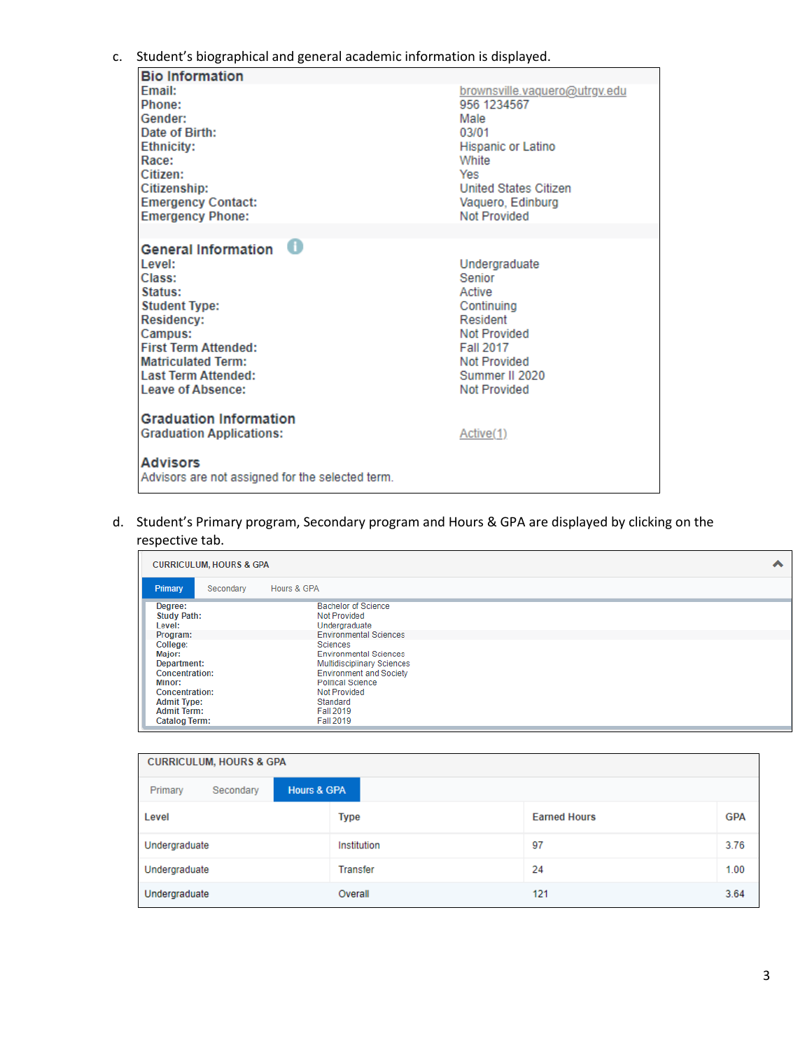c. Student's biographical and general academic information is displayed.

**Bio Information**

| | |
|---|---|
| Email: | brownsville.vaquero@utrgv.edu |
| Phone: | 956 1234567 |
| Gender: | Male |
| Date of Birth: | 03/01 |
| Ethnicity: | Hispanic or Latino |
| Race: | White |
| Citizen: | Yes |
| Citizenship: | United States Citizen |
| Emergency Contact: | Vaquero, Edinburg |
| Emergency Phone: | Not Provided |

**General Information**

| | |
|---|---|
| Level: | Undergraduate |
| Class: | Senior |
| Status: | Active |
| Student Type: | Continuing |
| Residency: | Resident |
| Campus: | Not Provided |
| First Term Attended: | Fall 2017 |
| Matriculated Term: | Not Provided |
| Last Term Attended: | Summer II 2020 |
| Leave of Absence: | Not Provided |

**Graduation Information**

| | |
|---|---|
| Graduation Applications: | Active(1) |

**Advisors**

Advisors are not assigned for the selected term.

d. Student's Primary program, Secondary program and Hours & GPA are displayed by clicking on the respective tab.

**CURRICULUM, HOURS & GPA**

Primary | Secondary | Hours & GPA

| | |
|---|---|
| Degree: | Bachelor of Science |
| Study Path: | Not Provided |
| Level: | Undergraduate |
| Program: | Environmental Sciences |
| College: | Sciences |
| Major: | Environmental Sciences |
| Department: | Multidisciplinary Sciences |
| Concentration: | Environment and Society |
| Minor: | Political Science |
| Concentration: | Not Provided |
| Admit Type: | Standard |
| Admit Term: | Fall 2019 |
| Catalog Term: | Fall 2019 |

**CURRICULUM, HOURS & GPA**

Primary | Secondary | Hours & GPA

| Level | Type | Earned Hours | GPA |
|---|---|---|---|
| Undergraduate | Institution | 97 | 3.76 |
| Undergraduate | Transfer | 24 | 1.00 |
| Undergraduate | Overall | 121 | 3.64 |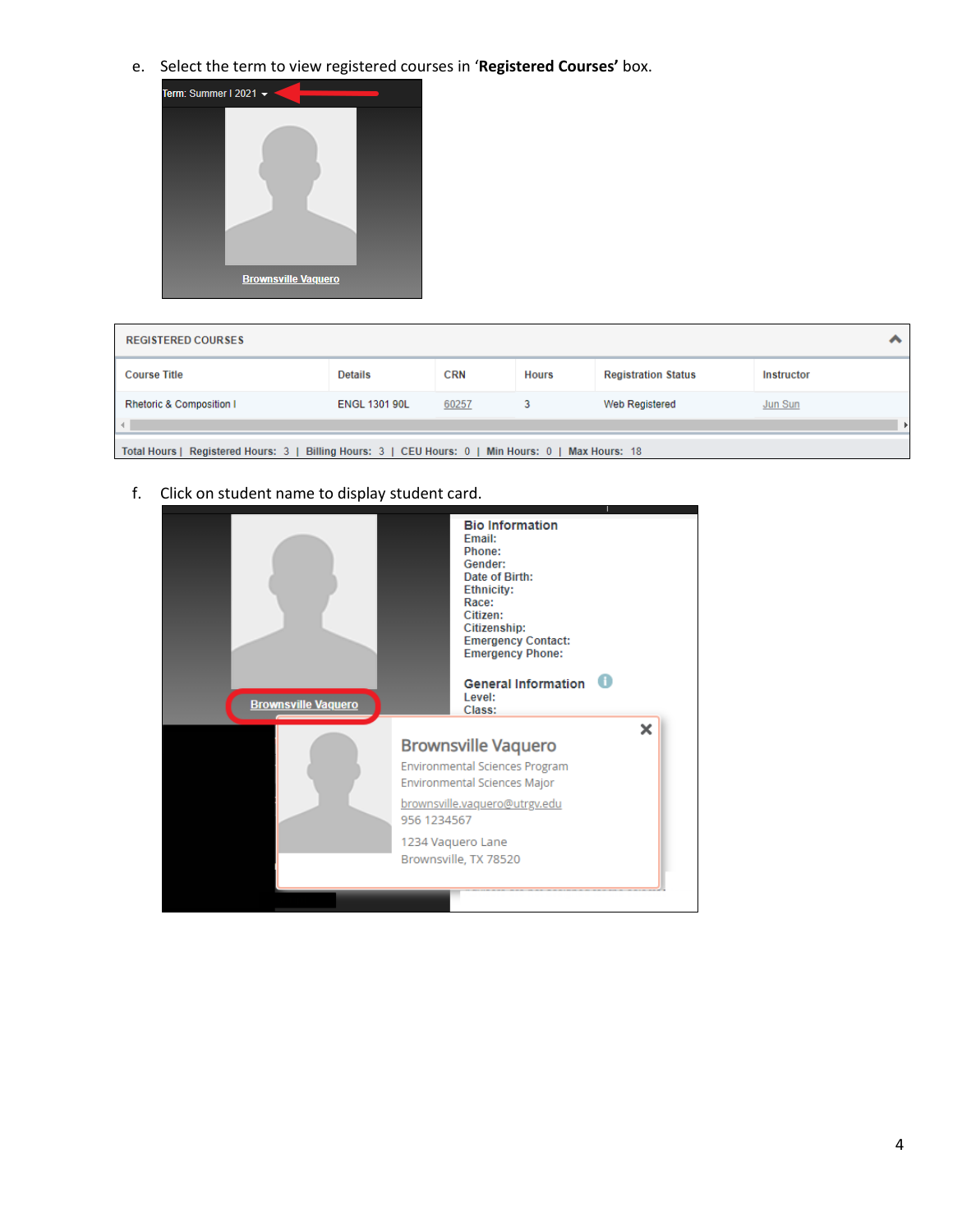e. Select the term to view registered courses in '**Registered Courses'** box.

Term: Summer I 2021

Brownsville Vaquero

REGISTERED COURSES

| Course Title | Details | CRN | Hours | Registration Status | Instructor |
|---|---|---|---|---|---|
| Rhetoric & Composition I | ENGL 1301 90L | 60257 | 3 | Web Registered | Jun Sun |

Total Hours | Registered Hours: 3 | Billing Hours: 3 | CEU Hours: 0 | Min Hours: 0 | Max Hours: 18

f. Click on student name to display student card.

Brownsville Vaquero

**Bio Information**
Email:
Phone:
Gender:
Date of Birth:
Ethnicity:
Race:
Citizen:
Citizenship:
Emergency Contact:
Emergency Phone:

**General Information**
Level:
Class:

Brownsville Vaquero
Environmental Sciences Program
Environmental Sciences Major
brownsville.vaquero@utrgv.edu
956 1234567
1234 Vaquero Lane
Brownsville, TX 78520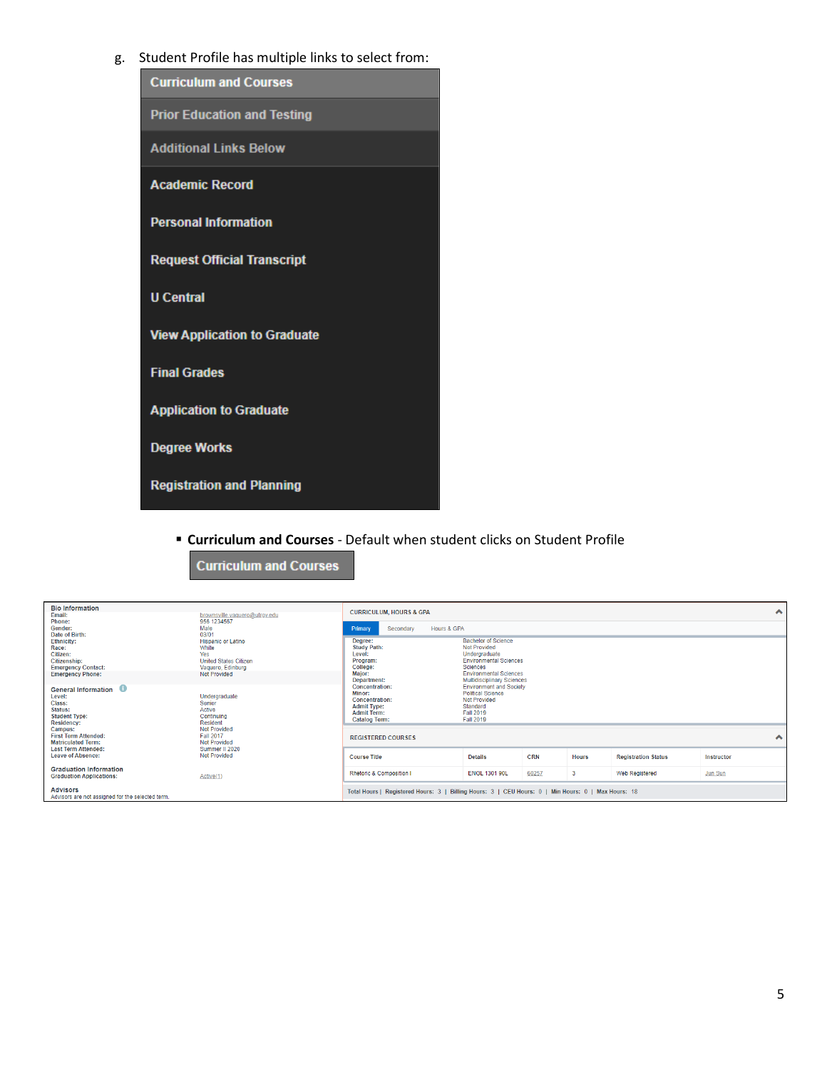g. Student Profile has multiple links to select from:

- Curriculum and Courses
- Prior Education and Testing
- Additional Links Below
- Academic Record
- Personal Information
- Request Official Transcript
- U Central
- View Application to Graduate
- Final Grades
- Application to Graduate
- Degree Works
- Registration and Planning

- **Curriculum and Courses** - Default when student clicks on Student Profile

Curriculum and Courses

**Bio Information**

| | |
|---|---|
| Email: | brownsville.vaquero@utrgv.edu |
| Phone: | 956 1234567 |
| Gender: | Male |
| Date of Birth: | 03/01 |
| Ethnicity: | Hispanic or Latino |
| Race: | White |
| Citizen: | Yes |
| Citizenship: | United States Citizen |
| Emergency Contact: | Vaquero, Edinburg |
| Emergency Phone: | Not Provided |

**General Information**

| | |
|---|---|
| Level: | Undergraduate |
| Class: | Senior |
| Status: | Active |
| Student Type: | Continuing |
| Residency: | Resident |
| Campus: | Not Provided |
| First Term Attended: | Fall 2017 |
| Matriculated Term: | Not Provided |
| Last Term Attended: | Summer II 2020 |
| Leave of Absence: | Not Provided |

**Graduation Information**

| | |
|---|---|
| Graduation Applications: | Active(1) |

**Advisors**

Advisors are not assigned for the selected term.

**CURRICULUM, HOURS & GPA**

Primary | Secondary | Hours & GPA

| | |
|---|---|
| Degree: | Bachelor of Science |
| Study Path: | Not Provided |
| Level: | Undergraduate |
| Program: | Environmental Sciences |
| College: | Sciences |
| Major: | Environmental Sciences |
| Department: | Multidisciplinary Sciences |
| Concentration: | Environment and Society |
| Minor: | Political Science |
| Concentration: | Not Provided |
| Admit Type: | Standard |
| Admit Term: | Fall 2019 |
| Catalog Term: | Fall 2019 |

**REGISTERED COURSES**

| Course Title | Details | CRN | Hours | Registration Status | Instructor |
|---|---|---|---|---|---|
| Rhetoric & Composition I | ENGL 1301 90L | 60257 | 3 | Web Registered | Jun Sun |

Total Hours | Registered Hours: 3 | Billing Hours: 3 | CEU Hours: 0 | Min Hours: 0 | Max Hours: 18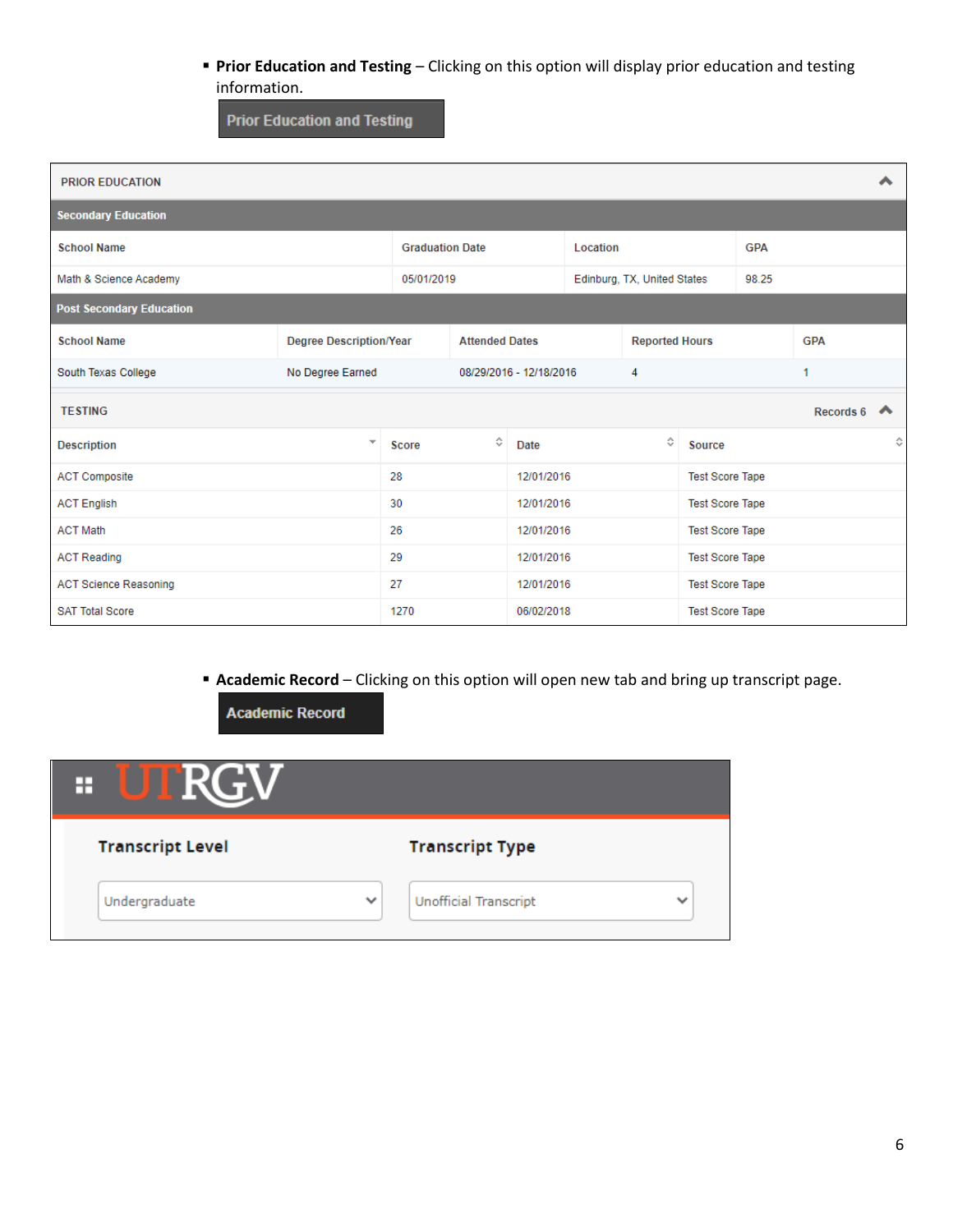- **Prior Education and Testing** – Clicking on this option will display prior education and testing information.

Prior Education and Testing

PRIOR EDUCATION

**Secondary Education**

| School Name | Graduation Date | Location | GPA |
|---|---|---|---|
| Math & Science Academy | 05/01/2019 | Edinburg, TX, United States | 98.25 |

**Post Secondary Education**

| School Name | Degree Description/Year | Attended Dates | Reported Hours | GPA |
|---|---|---|---|---|
| South Texas College | No Degree Earned | 08/29/2016 - 12/18/2016 | 4 | 1 |

TESTING — Records 6

| Description | Score | Date | Source |
|---|---|---|---|
| ACT Composite | 28 | 12/01/2016 | Test Score Tape |
| ACT English | 30 | 12/01/2016 | Test Score Tape |
| ACT Math | 26 | 12/01/2016 | Test Score Tape |
| ACT Reading | 29 | 12/01/2016 | Test Score Tape |
| ACT Science Reasoning | 27 | 12/01/2016 | Test Score Tape |
| SAT Total Score | 1270 | 06/02/2018 | Test Score Tape |

- **Academic Record** – Clicking on this option will open new tab and bring up transcript page.

Academic Record

UTRGV

| Transcript Level | Transcript Type |
|---|---|
| Undergraduate | Unofficial Transcript |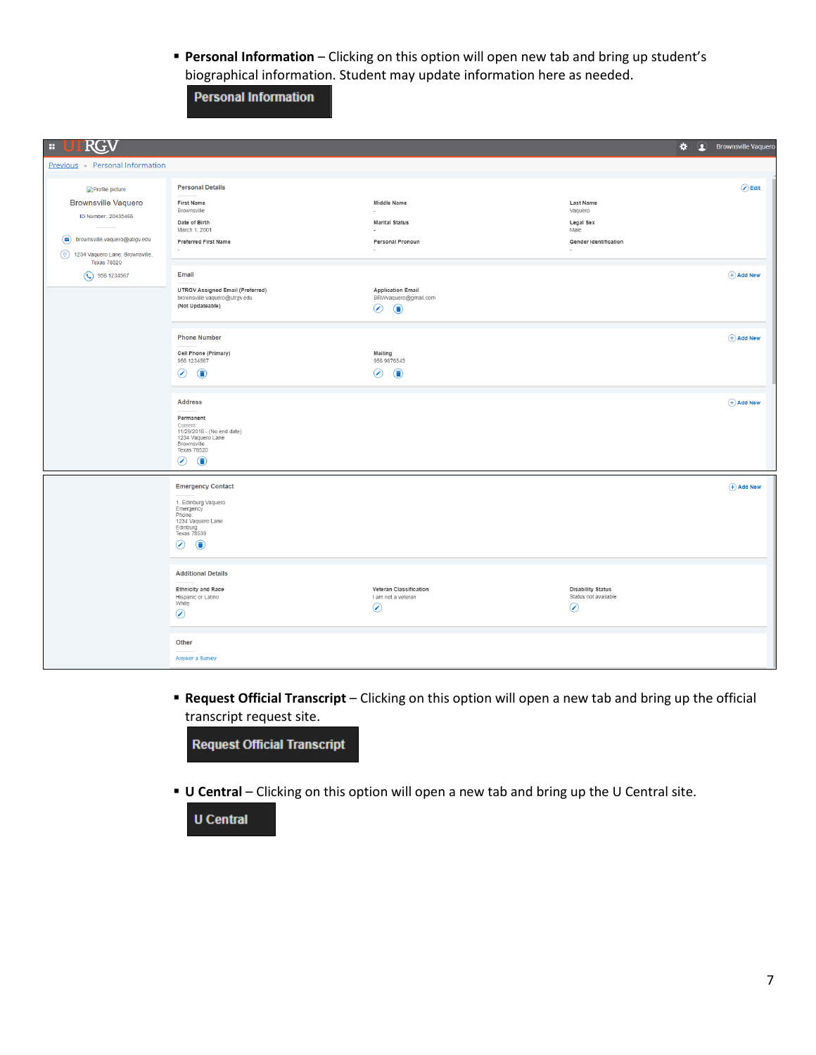- **Personal Information** – Clicking on this option will open new tab and bring up student's biographical information. Student may update information here as needed.

**Personal Information**

UTRGV | Brownsville Vaquero

Previous • Personal Information

Profile picture

Brownsville Vaquero

ID Number: 20435466

brownsville.vaquero@utrgv.edu

1234 Vaquero Lane, Brownsville, Texas 78520

956 1234567

**Personal Details** — Edit

| First Name | Middle Name | Last Name |
|---|---|---|
| Brownsville | - | Vaquero |
| **Date of Birth** | **Marital Status** | **Legal Sex** |
| March 1, 2001 | - | Male |
| **Preferred First Name** | **Personal Pronoun** | **Gender Identification** |
| - | - | - |

**Email** — Add New

UTRGV Assigned Email (Preferred)
brownsville.vaquero@utrgv.edu
(Not Updateable)

Application Email
BRWvaquero@gmail.com

**Phone Number** — Add New

Cell Phone (Primary)
956 1234567

Mailing
956 9876543

**Address** — Add New

Permanent
Current
11/29/2018 - (No end date)
1234 Vaquero Lane
Brownsville
Texas 78520

**Emergency Contact** — Add New

1. Edinburg Vaquero
Emergency
Phone:
1234 Vaquero Lane
Edinburg
Texas 78539

**Additional Details**

| Ethnicity and Race | Veteran Classification | Disability Status |
|---|---|---|
| Hispanic or Latino<br>White | I am not a veteran | Status not available |

**Other**

Answer a Survey

- **Request Official Transcript** – Clicking on this option will open a new tab and bring up the official transcript request site.

**Request Official Transcript**

- **U Central** – Clicking on this option will open a new tab and bring up the U Central site.

**U Central**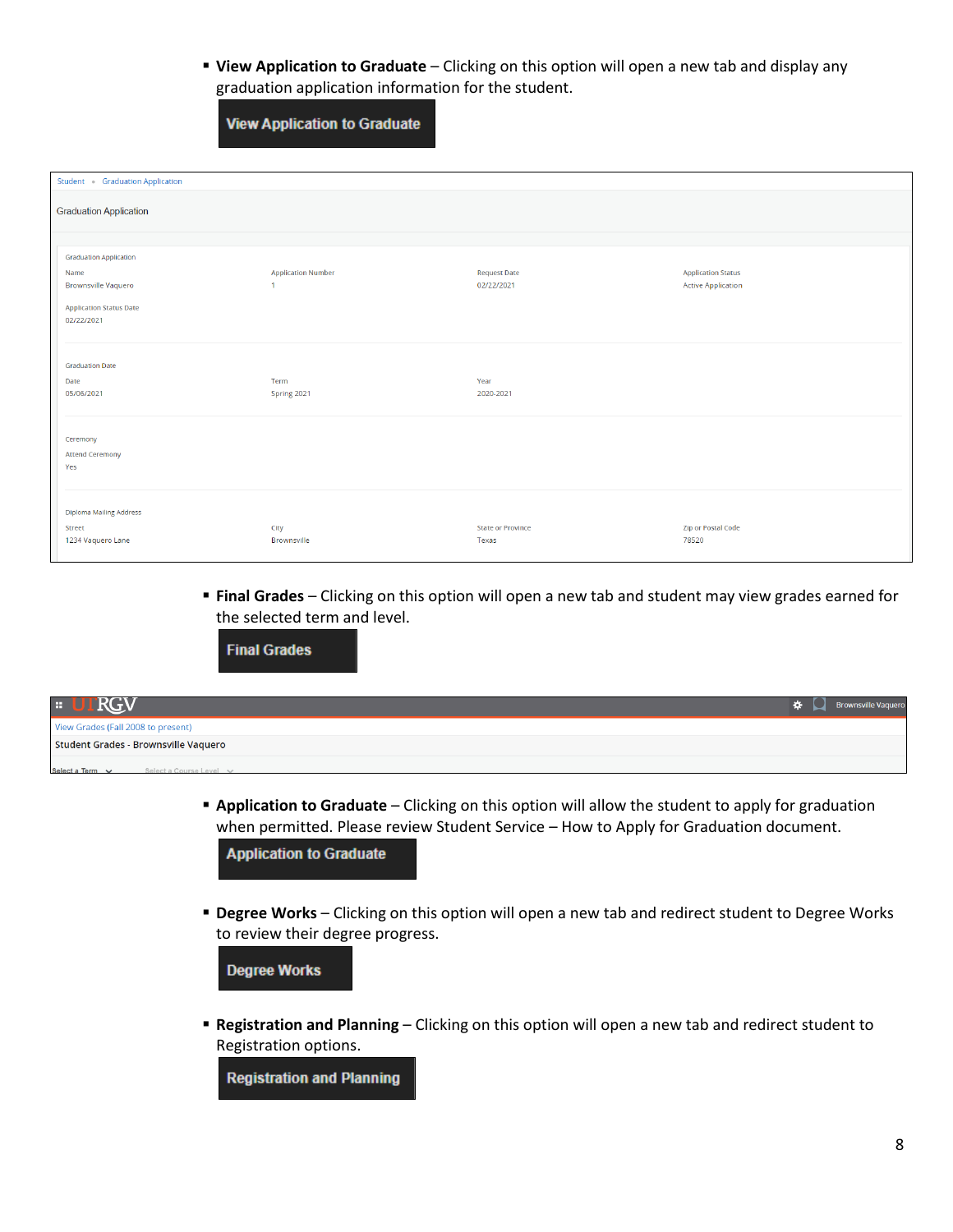- **View Application to Graduate** – Clicking on this option will open a new tab and display any graduation application information for the student.

View Application to Graduate

Student • Graduation Application

Graduation Application

Graduation Application

| Name | Application Number | Request Date | Application Status |
|---|---|---|---|
| Brownsville Vaquero | 1 | 02/22/2021 | Active Application |

Application Status Date
02/22/2021

Graduation Date

| Date | Term | Year |
|---|---|---|
| 05/06/2021 | Spring 2021 | 2020-2021 |

Ceremony

Attend Ceremony
Yes

Diploma Mailing Address

| Street | City | State or Province | Zip or Postal Code |
|---|---|---|---|
| 1234 Vaquero Lane | Brownsville | Texas | 78520 |

- **Final Grades** – Clicking on this option will open a new tab and student may view grades earned for the selected term and level.

Final Grades

UTRGV Brownsville Vaquero

View Grades (Fall 2008 to present)

Student Grades - Brownsville Vaquero

Select a Term Select a Course Level

- **Application to Graduate** – Clicking on this option will allow the student to apply for graduation when permitted. Please review Student Service – How to Apply for Graduation document.

Application to Graduate

- **Degree Works** – Clicking on this option will open a new tab and redirect student to Degree Works to review their degree progress.

Degree Works

- **Registration and Planning** – Clicking on this option will open a new tab and redirect student to Registration options.

Registration and Planning